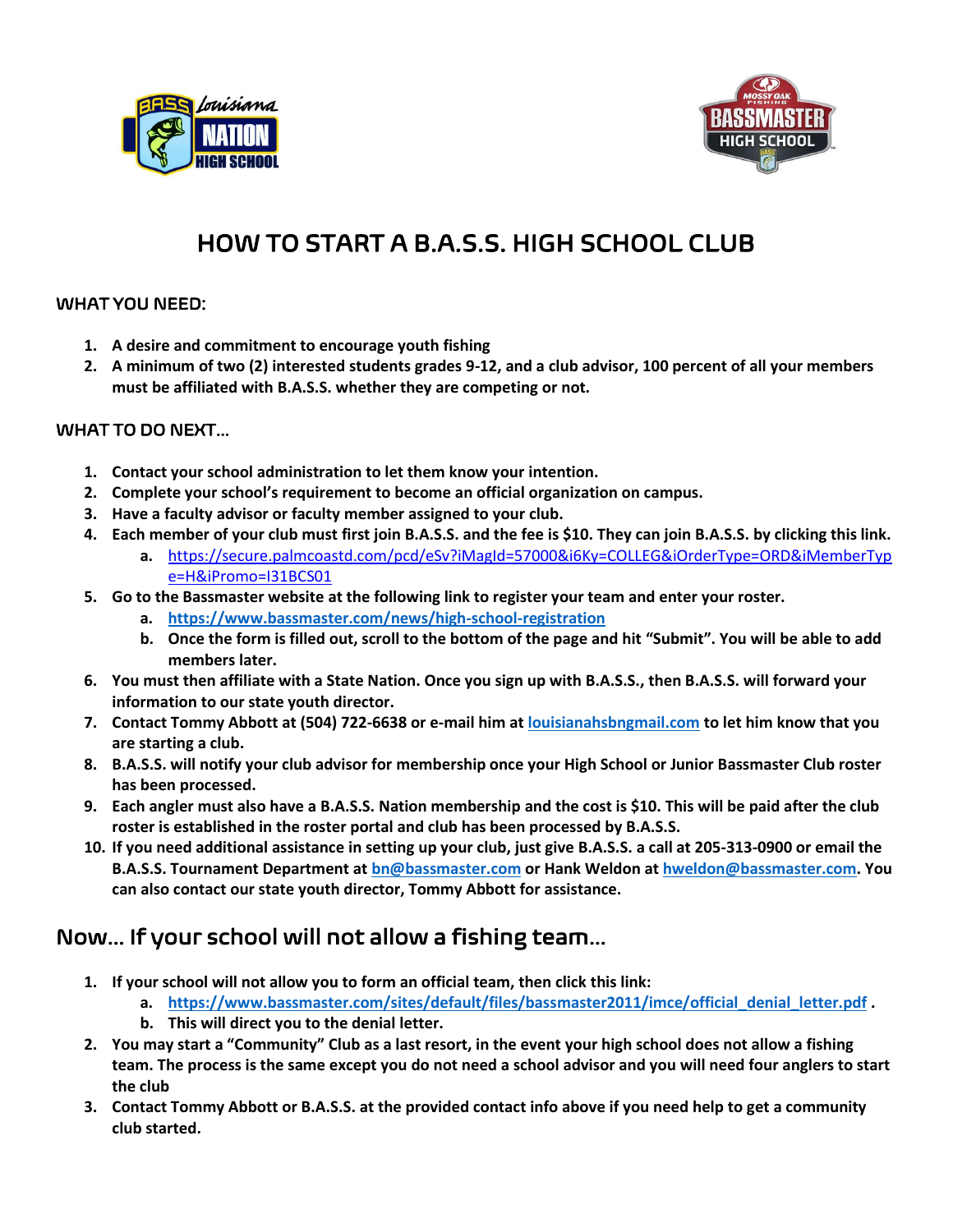# HOW TO START A B.A.S.S. HIGH SCHOOL CLUB

## WHAT YOU NEED:

1. **A desire and commitment to encourage youth fishing**
2. **A minimum of two (2) interested students grades 9-12, and a club advisor, 100 percent of all your members must be affiliated with B.A.S.S. whether they are competing or not.**

## WHAT TO DO NEXT…

1. **Contact your school administration to let them know your intention.**
2. **Complete your school's requirement to become an official organization on campus.**
3. **Have a faculty advisor or faculty member assigned to your club.**
4. **Each member of your club must first join B.A.S.S. and the fee is $10. They can join B.A.S.S. by clicking this link.**
   a. https://secure.palmcoastd.com/pcd/eSv?iMagId=57000&i6Ky=COLLEG&iOrderType=ORD&iMemberType=H&iPromo=I31BCS01
5. **Go to the Bassmaster website at the following link to register your team and enter your roster.**
   a. **https://www.bassmaster.com/news/high-school-registration**
   b. **Once the form is filled out, scroll to the bottom of the page and hit "Submit". You will be able to add members later.**
6. **You must then affiliate with a State Nation. Once you sign up with B.A.S.S., then B.A.S.S. will forward your information to our state youth director.**
7. **Contact Tommy Abbott at (504) 722-6638 or e-mail him at louisianahsbngmail.com to let him know that you are starting a club.**
8. **B.A.S.S. will notify your club advisor for membership once your High School or Junior Bassmaster Club roster has been processed.**
9. **Each angler must also have a B.A.S.S. Nation membership and the cost is $10. This will be paid after the club roster is established in the roster portal and club has been processed by B.A.S.S.**
10. **If you need additional assistance in setting up your club, just give B.A.S.S. a call at 205-313-0900 or email the B.A.S.S. Tournament Department at bn@bassmaster.com or Hank Weldon at hweldon@bassmaster.com. You can also contact our state youth director, Tommy Abbott for assistance.**

## Now… If your school will not allow a fishing team…

1. **If your school will not allow you to form an official team, then click this link:**
   a. **https://www.bassmaster.com/sites/default/files/bassmaster2011/imce/official_denial_letter.pdf .**
   b. **This will direct you to the denial letter.**
2. **You may start a "Community" Club as a last resort, in the event your high school does not allow a fishing team. The process is the same except you do not need a school advisor and you will need four anglers to start the club**
3. **Contact Tommy Abbott or B.A.S.S. at the provided contact info above if you need help to get a community club started.**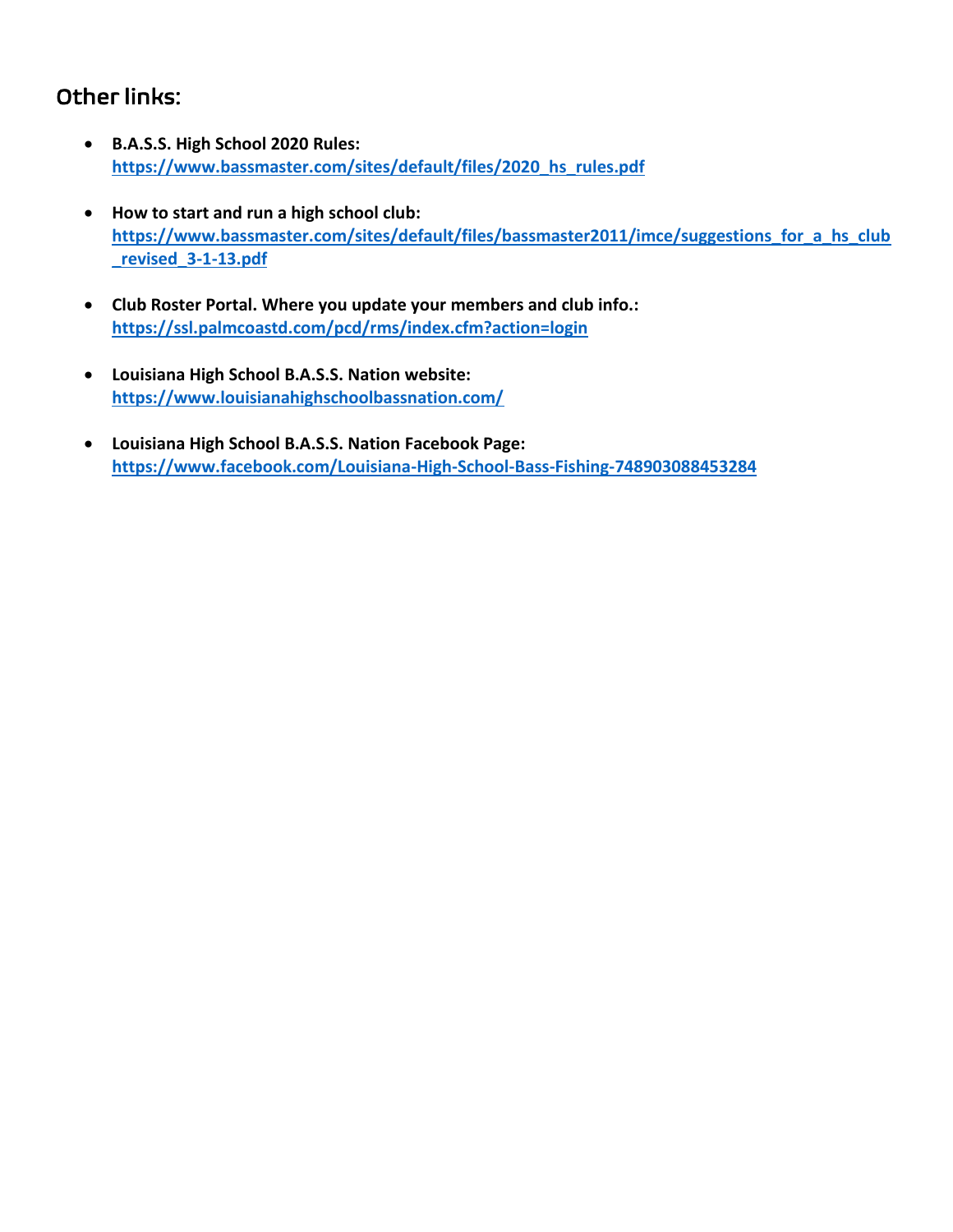## Other links:

- **B.A.S.S. High School 2020 Rules:** **https://www.bassmaster.com/sites/default/files/2020_hs_rules.pdf**

- **How to start and run a high school club:** **https://www.bassmaster.com/sites/default/files/bassmaster2011/imce/suggestions_for_a_hs_club_revised_3-1-13.pdf**

- **Club Roster Portal. Where you update your members and club info.:** **https://ssl.palmcoastd.com/pcd/rms/index.cfm?action=login**

- **Louisiana High School B.A.S.S. Nation website:** **https://www.louisianahighschoolbassnation.com/**

- **Louisiana High School B.A.S.S. Nation Facebook Page:** **https://www.facebook.com/Louisiana-High-School-Bass-Fishing-748903088453284**